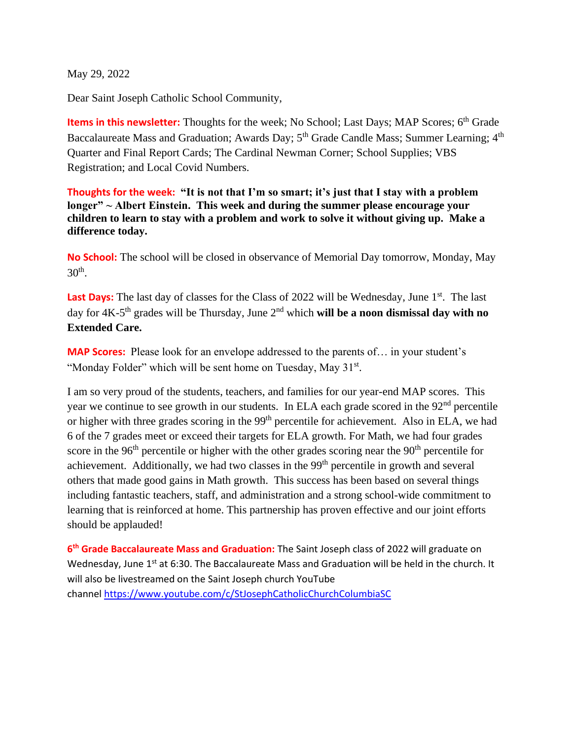May 29, 2022

Dear Saint Joseph Catholic School Community,

**Items in this newsletter:** Thoughts for the week; No School; Last Days; MAP Scores; 6th Grade Baccalaureate Mass and Graduation; Awards Day; 5th Grade Candle Mass; Summer Learning; 4th Quarter and Final Report Cards; The Cardinal Newman Corner; School Supplies; VBS Registration; and Local Covid Numbers.

**Thoughts for the week:** **"It is not that I'm so smart; it's just that I stay with a problem longer" ~ Albert Einstein. This week and during the summer please encourage your children to learn to stay with a problem and work to solve it without giving up. Make a difference today.**

**No School:** The school will be closed in observance of Memorial Day tomorrow, Monday, May 30th.

**Last Days:** The last day of classes for the Class of 2022 will be Wednesday, June 1st. The last day for 4K-5th grades will be Thursday, June 2nd which **will be a noon dismissal day with no Extended Care.**

**MAP Scores:** Please look for an envelope addressed to the parents of… in your student's "Monday Folder" which will be sent home on Tuesday, May 31st.

I am so very proud of the students, teachers, and families for our year-end MAP scores. This year we continue to see growth in our students. In ELA each grade scored in the 92nd percentile or higher with three grades scoring in the 99th percentile for achievement. Also in ELA, we had 6 of the 7 grades meet or exceed their targets for ELA growth. For Math, we had four grades score in the 96th percentile or higher with the other grades scoring near the 90th percentile for achievement. Additionally, we had two classes in the 99th percentile in growth and several others that made good gains in Math growth. This success has been based on several things including fantastic teachers, staff, and administration and a strong school-wide commitment to learning that is reinforced at home. This partnership has proven effective and our joint efforts should be applauded!

**6th Grade Baccalaureate Mass and Graduation:** The Saint Joseph class of 2022 will graduate on Wednesday, June 1st at 6:30. The Baccalaureate Mass and Graduation will be held in the church. It will also be livestreamed on the Saint Joseph church YouTube channel https://www.youtube.com/c/StJosephCatholicChurchColumbiaSC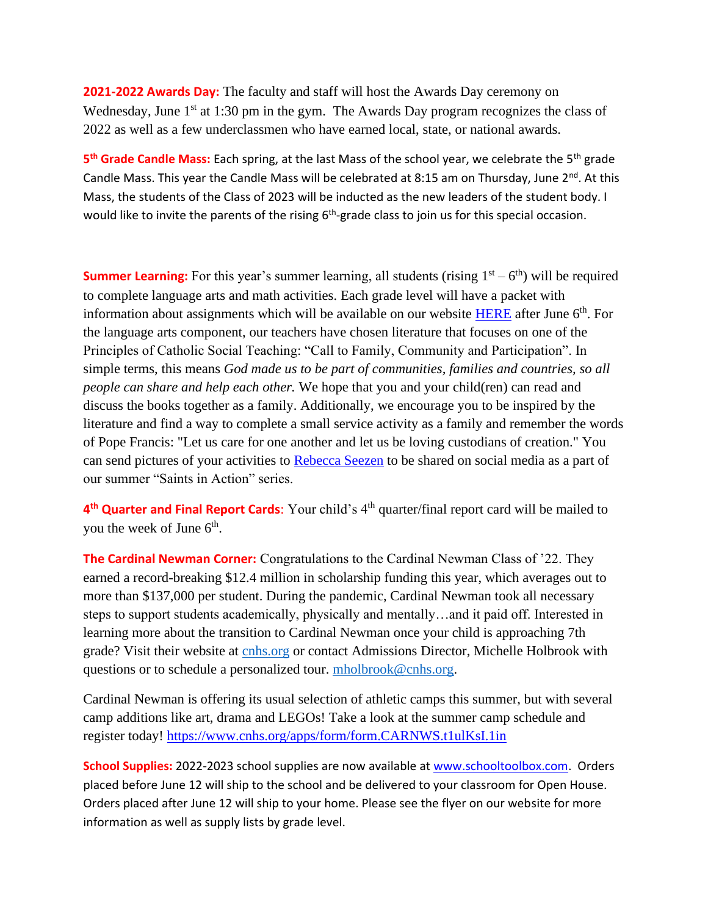**2021-2022 Awards Day:** The faculty and staff will host the Awards Day ceremony on Wednesday, June 1st at 1:30 pm in the gym. The Awards Day program recognizes the class of 2022 as well as a few underclassmen who have earned local, state, or national awards.

**5th Grade Candle Mass:** Each spring, at the last Mass of the school year, we celebrate the 5th grade Candle Mass. This year the Candle Mass will be celebrated at 8:15 am on Thursday, June 2nd. At this Mass, the students of the Class of 2023 will be inducted as the new leaders of the student body. I would like to invite the parents of the rising 6th-grade class to join us for this special occasion.

**Summer Learning:** For this year's summer learning, all students (rising 1st – 6th) will be required to complete language arts and math activities. Each grade level will have a packet with information about assignments which will be available on our website HERE after June 6th. For the language arts component, our teachers have chosen literature that focuses on one of the Principles of Catholic Social Teaching: "Call to Family, Community and Participation". In simple terms, this means *God made us to be part of communities, families and countries, so all people can share and help each other.* We hope that you and your child(ren) can read and discuss the books together as a family. Additionally, we encourage you to be inspired by the literature and find a way to complete a small service activity as a family and remember the words of Pope Francis: "Let us care for one another and let us be loving custodians of creation." You can send pictures of your activities to Rebecca Seezen to be shared on social media as a part of our summer "Saints in Action" series.

**4th Quarter and Final Report Cards**: Your child's 4th quarter/final report card will be mailed to you the week of June 6th.

**The Cardinal Newman Corner:** Congratulations to the Cardinal Newman Class of '22. They earned a record-breaking $12.4 million in scholarship funding this year, which averages out to more than $137,000 per student. During the pandemic, Cardinal Newman took all necessary steps to support students academically, physically and mentally…and it paid off. Interested in learning more about the transition to Cardinal Newman once your child is approaching 7th grade? Visit their website at cnhs.org or contact Admissions Director, Michelle Holbrook with questions or to schedule a personalized tour. mholbrook@cnhs.org.

Cardinal Newman is offering its usual selection of athletic camps this summer, but with several camp additions like art, drama and LEGOs! Take a look at the summer camp schedule and register today! https://www.cnhs.org/apps/form/form.CARNWS.t1ulKsI.1in

**School Supplies:** 2022-2023 school supplies are now available at www.schooltoolbox.com. Orders placed before June 12 will ship to the school and be delivered to your classroom for Open House. Orders placed after June 12 will ship to your home. Please see the flyer on our website for more information as well as supply lists by grade level.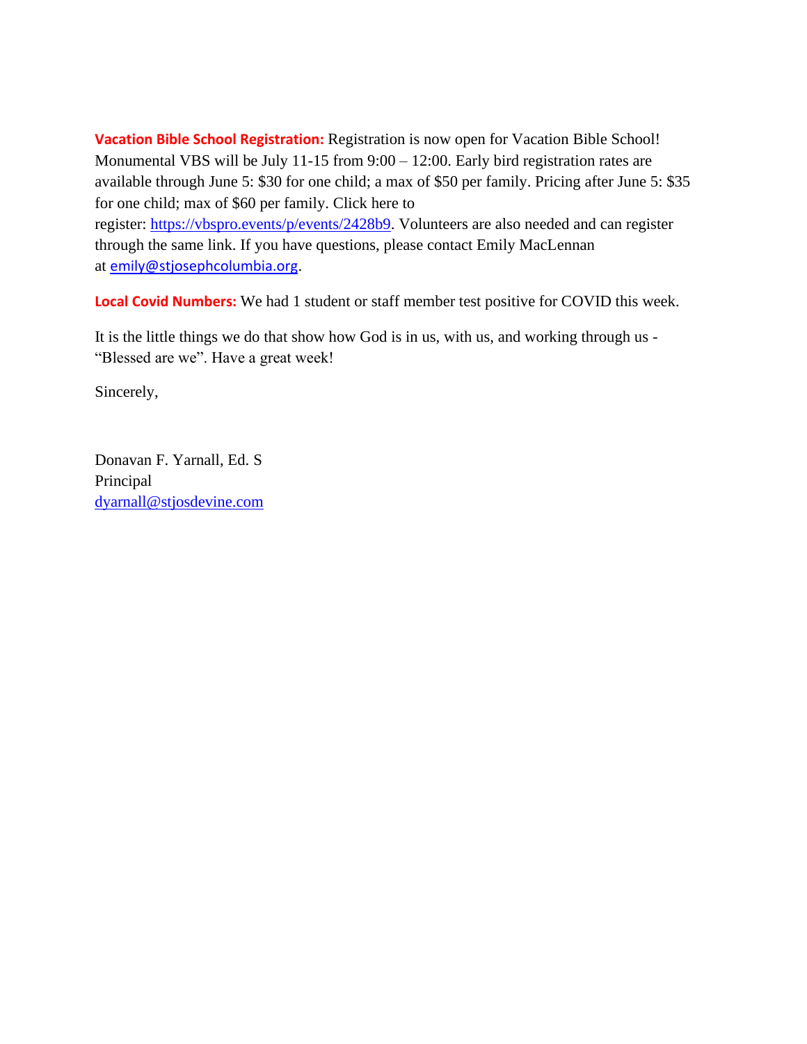**Vacation Bible School Registration:** Registration is now open for Vacation Bible School! Monumental VBS will be July 11-15 from 9:00 – 12:00. Early bird registration rates are available through June 5: $30 for one child; a max of $50 per family. Pricing after June 5: $35 for one child; max of $60 per family. Click here to register: https://vbspro.events/p/events/2428b9. Volunteers are also needed and can register through the same link. If you have questions, please contact Emily MacLennan at emily@stjosephcolumbia.org.

**Local Covid Numbers:** We had 1 student or staff member test positive for COVID this week.

It is the little things we do that show how God is in us, with us, and working through us - "Blessed are we". Have a great week!

Sincerely,

Donavan F. Yarnall, Ed. S
Principal
dyarnall@stjosdevine.com